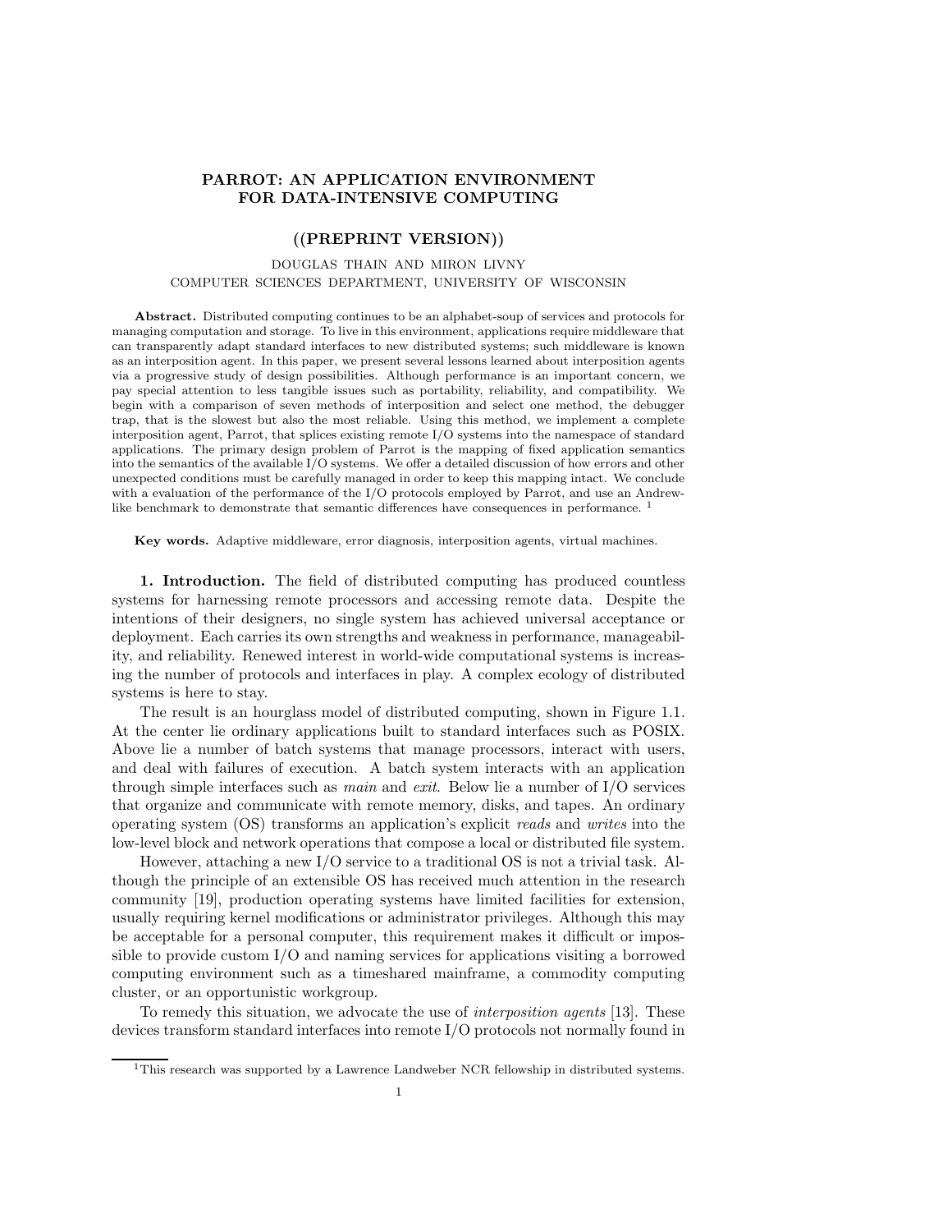# PARROT: AN APPLICATION ENVIRONMENT FOR DATA-INTENSIVE COMPUTING

## ((PREPRINT VERSION))

DOUGLAS THAIN AND MIRON LIVNY
COMPUTER SCIENCES DEPARTMENT, UNIVERSITY OF WISCONSIN

**Abstract.** Distributed computing continues to be an alphabet-soup of services and protocols for managing computation and storage. To live in this environment, applications require middleware that can transparently adapt standard interfaces to new distributed systems; such middleware is known as an interposition agent. In this paper, we present several lessons learned about interposition agents via a progressive study of design possibilities. Although performance is an important concern, we pay special attention to less tangible issues such as portability, reliability, and compatibility. We begin with a comparison of seven methods of interposition and select one method, the debugger trap, that is the slowest but also the most reliable. Using this method, we implement a complete interposition agent, Parrot, that splices existing remote I/O systems into the namespace of standard applications. The primary design problem of Parrot is the mapping of fixed application semantics into the semantics of the available I/O systems. We offer a detailed discussion of how errors and other unexpected conditions must be carefully managed in order to keep this mapping intact. We conclude with a evaluation of the performance of the I/O protocols employed by Parrot, and use an Andrew-like benchmark to demonstrate that semantic differences have consequences in performance. [1]

**Key words.** Adaptive middleware, error diagnosis, interposition agents, virtual machines.

## 1. Introduction.

The field of distributed computing has produced countless systems for harnessing remote processors and accessing remote data. Despite the intentions of their designers, no single system has achieved universal acceptance or deployment. Each carries its own strengths and weakness in performance, manageability, and reliability. Renewed interest in world-wide computational systems is increasing the number of protocols and interfaces in play. A complex ecology of distributed systems is here to stay.

The result is an hourglass model of distributed computing, shown in Figure 1.1. At the center lie ordinary applications built to standard interfaces such as POSIX. Above lie a number of batch systems that manage processors, interact with users, and deal with failures of execution. A batch system interacts with an application through simple interfaces such as *main* and *exit*. Below lie a number of I/O services that organize and communicate with remote memory, disks, and tapes. An ordinary operating system (OS) transforms an application's explicit *reads* and *writes* into the low-level block and network operations that compose a local or distributed file system.

However, attaching a new I/O service to a traditional OS is not a trivial task. Although the principle of an extensible OS has received much attention in the research community [19], production operating systems have limited facilities for extension, usually requiring kernel modifications or administrator privileges. Although this may be acceptable for a personal computer, this requirement makes it difficult or impossible to provide custom I/O and naming services for applications visiting a borrowed computing environment such as a timeshared mainframe, a commodity computing cluster, or an opportunistic workgroup.

To remedy this situation, we advocate the use of *interposition agents* [13]. These devices transform standard interfaces into remote I/O protocols not normally found in

[1] This research was supported by a Lawrence Landweber NCR fellowship in distributed systems.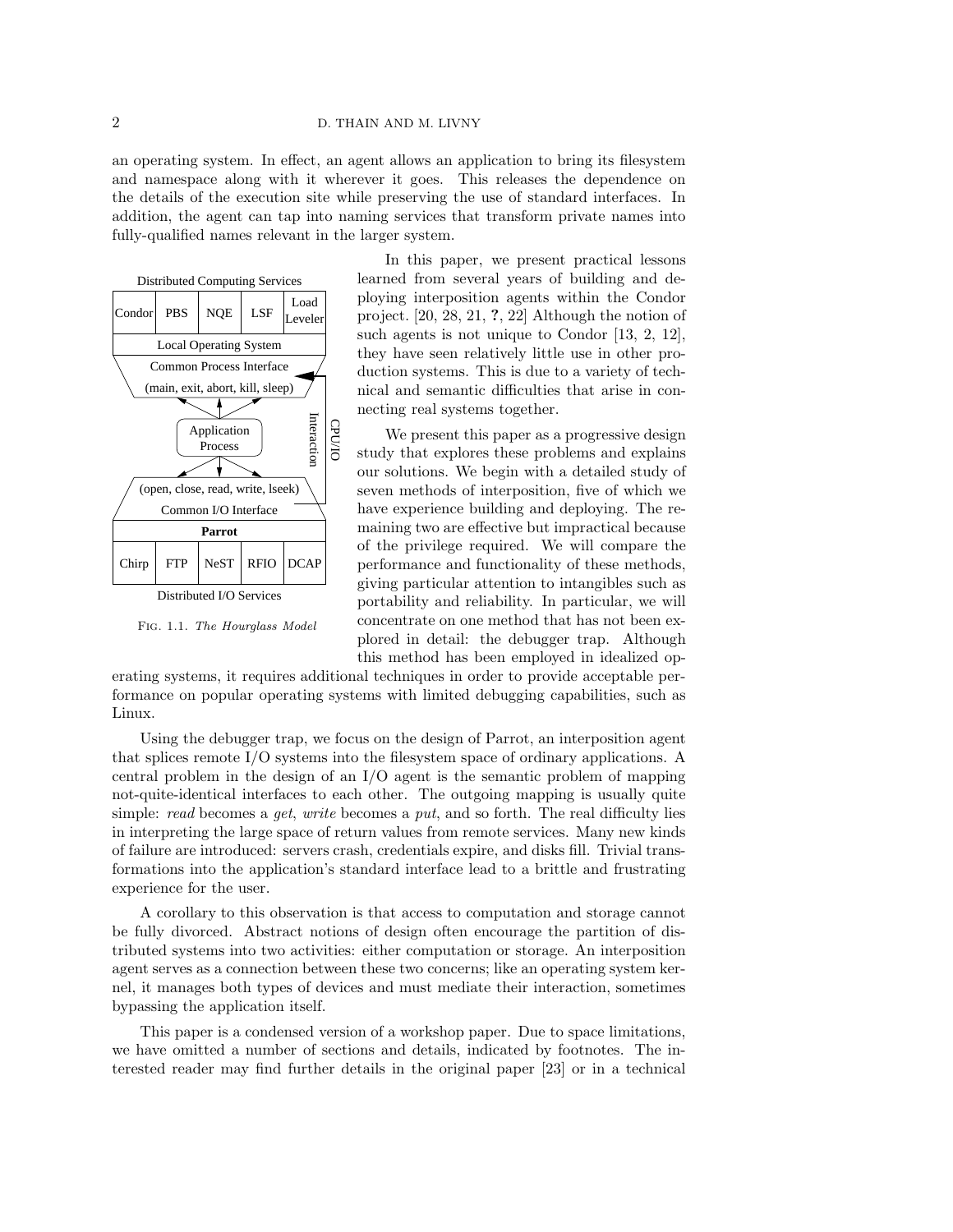an operating system. In effect, an agent allows an application to bring its filesystem and namespace along with it wherever it goes. This releases the dependence on the details of the execution site while preserving the use of standard interfaces. In addition, the agent can tap into naming services that transform private names into fully-qualified names relevant in the larger system.

Fig. 1.1. *The Hourglass Model*

In this paper, we present practical lessons learned from several years of building and deploying interposition agents within the Condor project. [20, 28, 21, **?**, 22] Although the notion of such agents is not unique to Condor [13, 2, 12], they have seen relatively little use in other production systems. This is due to a variety of technical and semantic difficulties that arise in connecting real systems together.

We present this paper as a progressive design study that explores these problems and explains our solutions. We begin with a detailed study of seven methods of interposition, five of which we have experience building and deploying. The remaining two are effective but impractical because of the privilege required. We will compare the performance and functionality of these methods, giving particular attention to intangibles such as portability and reliability. In particular, we will concentrate on one method that has not been explored in detail: the debugger trap. Although this method has been employed in idealized operating systems, it requires additional techniques in order to provide acceptable performance on popular operating systems with limited debugging capabilities, such as Linux.

Using the debugger trap, we focus on the design of Parrot, an interposition agent that splices remote I/O systems into the filesystem space of ordinary applications. A central problem in the design of an I/O agent is the semantic problem of mapping not-quite-identical interfaces to each other. The outgoing mapping is usually quite simple: *read* becomes a *get*, *write* becomes a *put*, and so forth. The real difficulty lies in interpreting the large space of return values from remote services. Many new kinds of failure are introduced: servers crash, credentials expire, and disks fill. Trivial transformations into the application's standard interface lead to a brittle and frustrating experience for the user.

A corollary to this observation is that access to computation and storage cannot be fully divorced. Abstract notions of design often encourage the partition of distributed systems into two activities: either computation or storage. An interposition agent serves as a connection between these two concerns; like an operating system kernel, it manages both types of devices and must mediate their interaction, sometimes bypassing the application itself.

This paper is a condensed version of a workshop paper. Due to space limitations, we have omitted a number of sections and details, indicated by footnotes. The interested reader may find further details in the original paper [23] or in a technical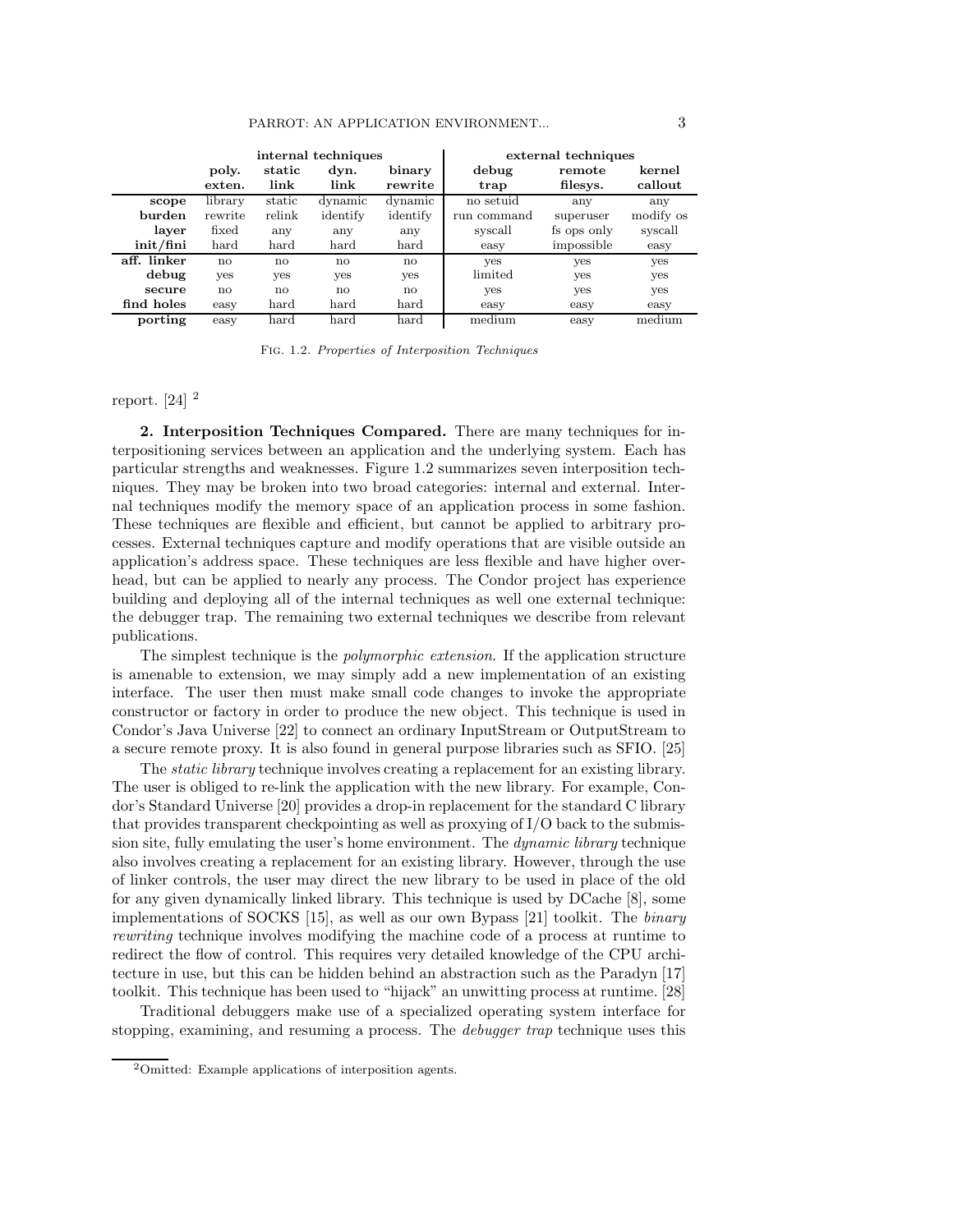| | internal techniques | | | | external techniques | | |
|---|---|---|---|---|---|---|---|
| | **poly. exten.** | **static link** | **dyn. link** | **binary rewrite** | **debug trap** | **remote filesys.** | **kernel callout** |
| **scope** | library | static | dynamic | dynamic | no setuid | any | any |
| **burden** | rewrite | relink | identify | identify | run command | superuser | modify os |
| **layer** | fixed | any | any | any | syscall | fs ops only | syscall |
| **init/fini** | hard | hard | hard | hard | easy | impossible | easy |
| **aff. linker** | no | no | no | no | yes | yes | yes |
| **debug** | yes | yes | yes | yes | limited | yes | yes |
| **secure** | no | no | no | no | yes | yes | yes |
| **find holes** | easy | hard | hard | hard | easy | easy | easy |
| **porting** | easy | hard | hard | hard | medium | easy | medium |

Fig. 1.2. *Properties of Interposition Techniques*

report. [24] [2]

**2. Interposition Techniques Compared.** There are many techniques for interpositioning services between an application and the underlying system. Each has particular strengths and weaknesses. Figure 1.2 summarizes seven interposition techniques. They may be broken into two broad categories: internal and external. Internal techniques modify the memory space of an application process in some fashion. These techniques are flexible and efficient, but cannot be applied to arbitrary processes. External techniques capture and modify operations that are visible outside an application's address space. These techniques are less flexible and have higher overhead, but can be applied to nearly any process. The Condor project has experience building and deploying all of the internal techniques as well one external technique: the debugger trap. The remaining two external techniques we describe from relevant publications.

The simplest technique is the *polymorphic extension*. If the application structure is amenable to extension, we may simply add a new implementation of an existing interface. The user then must make small code changes to invoke the appropriate constructor or factory in order to produce the new object. This technique is used in Condor's Java Universe [22] to connect an ordinary InputStream or OutputStream to a secure remote proxy. It is also found in general purpose libraries such as SFIO. [25]

The *static library* technique involves creating a replacement for an existing library. The user is obliged to re-link the application with the new library. For example, Condor's Standard Universe [20] provides a drop-in replacement for the standard C library that provides transparent checkpointing as well as proxying of I/O back to the submission site, fully emulating the user's home environment. The *dynamic library* technique also involves creating a replacement for an existing library. However, through the use of linker controls, the user may direct the new library to be used in place of the old for any given dynamically linked library. This technique is used by DCache [8], some implementations of SOCKS [15], as well as our own Bypass [21] toolkit. The *binary rewriting* technique involves modifying the machine code of a process at runtime to redirect the flow of control. This requires very detailed knowledge of the CPU architecture in use, but this can be hidden behind an abstraction such as the Paradyn [17] toolkit. This technique has been used to "hijack" an unwitting process at runtime. [28]

Traditional debuggers make use of a specialized operating system interface for stopping, examining, and resuming a process. The *debugger trap* technique uses this

[2] Omitted: Example applications of interposition agents.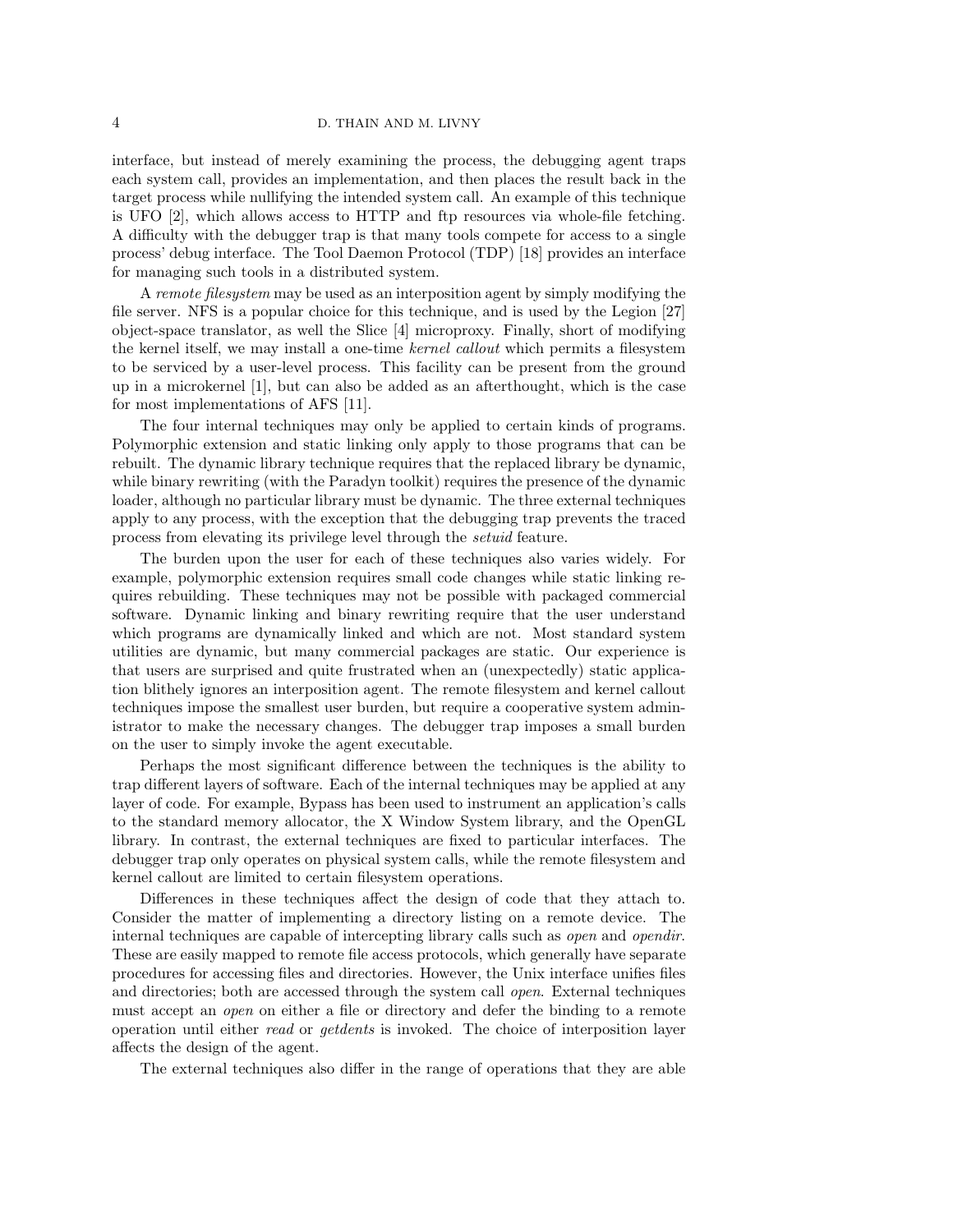interface, but instead of merely examining the process, the debugging agent traps each system call, provides an implementation, and then places the result back in the target process while nullifying the intended system call. An example of this technique is UFO [2], which allows access to HTTP and ftp resources via whole-file fetching. A difficulty with the debugger trap is that many tools compete for access to a single process' debug interface. The Tool Daemon Protocol (TDP) [18] provides an interface for managing such tools in a distributed system.

A *remote filesystem* may be used as an interposition agent by simply modifying the file server. NFS is a popular choice for this technique, and is used by the Legion [27] object-space translator, as well the Slice [4] microproxy. Finally, short of modifying the kernel itself, we may install a one-time *kernel callout* which permits a filesystem to be serviced by a user-level process. This facility can be present from the ground up in a microkernel [1], but can also be added as an afterthought, which is the case for most implementations of AFS [11].

The four internal techniques may only be applied to certain kinds of programs. Polymorphic extension and static linking only apply to those programs that can be rebuilt. The dynamic library technique requires that the replaced library be dynamic, while binary rewriting (with the Paradyn toolkit) requires the presence of the dynamic loader, although no particular library must be dynamic. The three external techniques apply to any process, with the exception that the debugging trap prevents the traced process from elevating its privilege level through the *setuid* feature.

The burden upon the user for each of these techniques also varies widely. For example, polymorphic extension requires small code changes while static linking requires rebuilding. These techniques may not be possible with packaged commercial software. Dynamic linking and binary rewriting require that the user understand which programs are dynamically linked and which are not. Most standard system utilities are dynamic, but many commercial packages are static. Our experience is that users are surprised and quite frustrated when an (unexpectedly) static application blithely ignores an interposition agent. The remote filesystem and kernel callout techniques impose the smallest user burden, but require a cooperative system administrator to make the necessary changes. The debugger trap imposes a small burden on the user to simply invoke the agent executable.

Perhaps the most significant difference between the techniques is the ability to trap different layers of software. Each of the internal techniques may be applied at any layer of code. For example, Bypass has been used to instrument an application's calls to the standard memory allocator, the X Window System library, and the OpenGL library. In contrast, the external techniques are fixed to particular interfaces. The debugger trap only operates on physical system calls, while the remote filesystem and kernel callout are limited to certain filesystem operations.

Differences in these techniques affect the design of code that they attach to. Consider the matter of implementing a directory listing on a remote device. The internal techniques are capable of intercepting library calls such as *open* and *opendir*. These are easily mapped to remote file access protocols, which generally have separate procedures for accessing files and directories. However, the Unix interface unifies files and directories; both are accessed through the system call *open*. External techniques must accept an *open* on either a file or directory and defer the binding to a remote operation until either *read* or *getdents* is invoked. The choice of interposition layer affects the design of the agent.

The external techniques also differ in the range of operations that they are able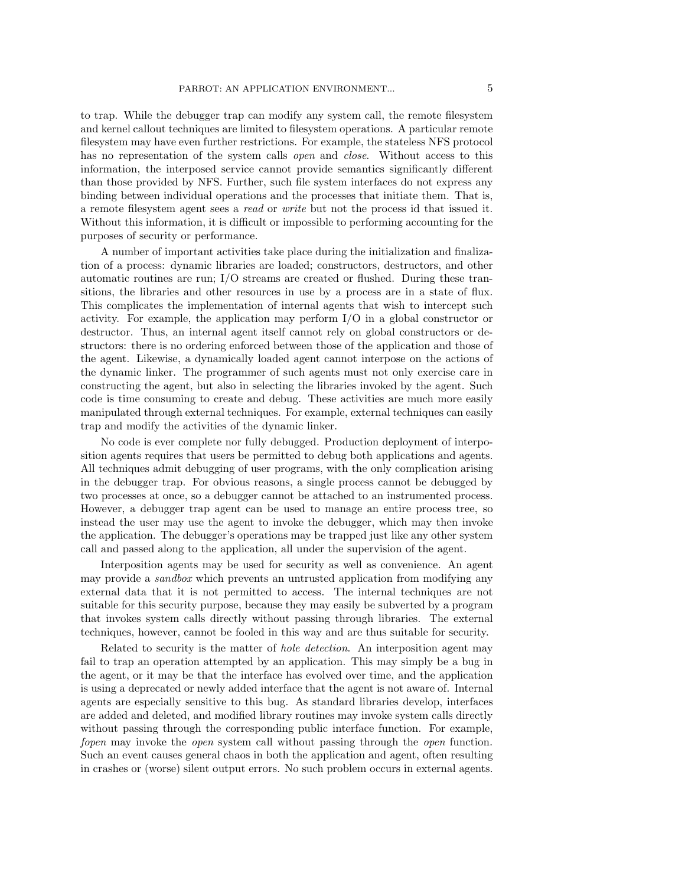to trap. While the debugger trap can modify any system call, the remote filesystem and kernel callout techniques are limited to filesystem operations. A particular remote filesystem may have even further restrictions. For example, the stateless NFS protocol has no representation of the system calls *open* and *close*. Without access to this information, the interposed service cannot provide semantics significantly different than those provided by NFS. Further, such file system interfaces do not express any binding between individual operations and the processes that initiate them. That is, a remote filesystem agent sees a *read* or *write* but not the process id that issued it. Without this information, it is difficult or impossible to performing accounting for the purposes of security or performance.

A number of important activities take place during the initialization and finalization of a process: dynamic libraries are loaded; constructors, destructors, and other automatic routines are run; I/O streams are created or flushed. During these transitions, the libraries and other resources in use by a process are in a state of flux. This complicates the implementation of internal agents that wish to intercept such activity. For example, the application may perform I/O in a global constructor or destructor. Thus, an internal agent itself cannot rely on global constructors or destructors: there is no ordering enforced between those of the application and those of the agent. Likewise, a dynamically loaded agent cannot interpose on the actions of the dynamic linker. The programmer of such agents must not only exercise care in constructing the agent, but also in selecting the libraries invoked by the agent. Such code is time consuming to create and debug. These activities are much more easily manipulated through external techniques. For example, external techniques can easily trap and modify the activities of the dynamic linker.

No code is ever complete nor fully debugged. Production deployment of interposition agents requires that users be permitted to debug both applications and agents. All techniques admit debugging of user programs, with the only complication arising in the debugger trap. For obvious reasons, a single process cannot be debugged by two processes at once, so a debugger cannot be attached to an instrumented process. However, a debugger trap agent can be used to manage an entire process tree, so instead the user may use the agent to invoke the debugger, which may then invoke the application. The debugger's operations may be trapped just like any other system call and passed along to the application, all under the supervision of the agent.

Interposition agents may be used for security as well as convenience. An agent may provide a *sandbox* which prevents an untrusted application from modifying any external data that it is not permitted to access. The internal techniques are not suitable for this security purpose, because they may easily be subverted by a program that invokes system calls directly without passing through libraries. The external techniques, however, cannot be fooled in this way and are thus suitable for security.

Related to security is the matter of *hole detection*. An interposition agent may fail to trap an operation attempted by an application. This may simply be a bug in the agent, or it may be that the interface has evolved over time, and the application is using a deprecated or newly added interface that the agent is not aware of. Internal agents are especially sensitive to this bug. As standard libraries develop, interfaces are added and deleted, and modified library routines may invoke system calls directly without passing through the corresponding public interface function. For example, *fopen* may invoke the *open* system call without passing through the *open* function. Such an event causes general chaos in both the application and agent, often resulting in crashes or (worse) silent output errors. No such problem occurs in external agents.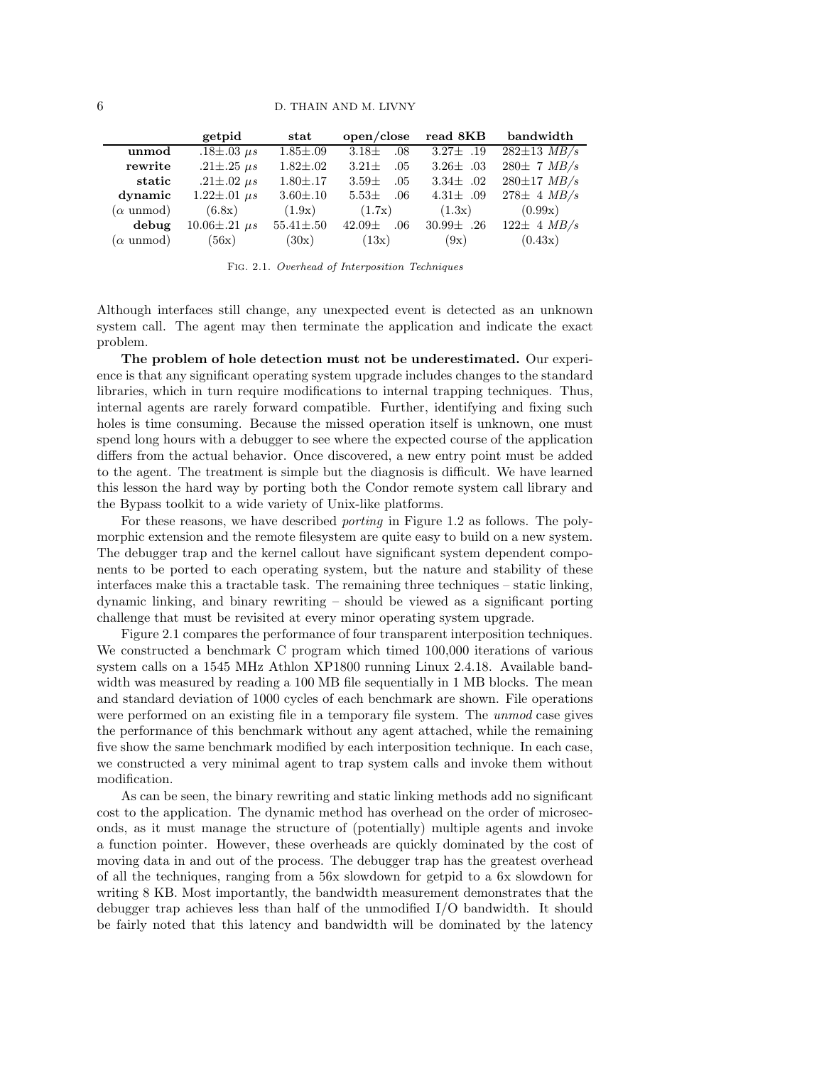| | getpid | stat | open/close | read 8KB | bandwidth |
|---|---|---|---|---|---|
| **unmod** | .18±.03 $\mu s$ | 1.85±.09 | 3.18± .08 | 3.27± .19 | 282±13 $MB/s$ |
| **rewrite** | .21±.25 $\mu s$ | 1.82±.02 | 3.21± .05 | 3.26± .03 | 280± 7 $MB/s$ |
| **static** | .21±.02 $\mu s$ | 1.80±.17 | 3.59± .05 | 3.34± .02 | 280±17 $MB/s$ |
| **dynamic** | 1.22±.01 $\mu s$ | 3.60±.10 | 5.53± .06 | 4.31± .09 | 278± 4 $MB/s$ |
| ($\alpha$ unmod) | (6.8x) | (1.9x) | (1.7x) | (1.3x) | (0.99x) |
| **debug** | 10.06±.21 $\mu s$ | 55.41±.50 | 42.09± .06 | 30.99± .26 | 122± 4 $MB/s$ |
| ($\alpha$ unmod) | (56x) | (30x) | (13x) | (9x) | (0.43x) |

Fig. 2.1. *Overhead of Interposition Techniques*

Although interfaces still change, any unexpected event is detected as an unknown system call. The agent may then terminate the application and indicate the exact problem.

**The problem of hole detection must not be underestimated.** Our experience is that any significant operating system upgrade includes changes to the standard libraries, which in turn require modifications to internal trapping techniques. Thus, internal agents are rarely forward compatible. Further, identifying and fixing such holes is time consuming. Because the missed operation itself is unknown, one must spend long hours with a debugger to see where the expected course of the application differs from the actual behavior. Once discovered, a new entry point must be added to the agent. The treatment is simple but the diagnosis is difficult. We have learned this lesson the hard way by porting both the Condor remote system call library and the Bypass toolkit to a wide variety of Unix-like platforms.

For these reasons, we have described *porting* in Figure 1.2 as follows. The polymorphic extension and the remote filesystem are quite easy to build on a new system. The debugger trap and the kernel callout have significant system dependent components to be ported to each operating system, but the nature and stability of these interfaces make this a tractable task. The remaining three techniques – static linking, dynamic linking, and binary rewriting – should be viewed as a significant porting challenge that must be revisited at every minor operating system upgrade.

Figure 2.1 compares the performance of four transparent interposition techniques. We constructed a benchmark C program which timed 100,000 iterations of various system calls on a 1545 MHz Athlon XP1800 running Linux 2.4.18. Available bandwidth was measured by reading a 100 MB file sequentially in 1 MB blocks. The mean and standard deviation of 1000 cycles of each benchmark are shown. File operations were performed on an existing file in a temporary file system. The *unmod* case gives the performance of this benchmark without any agent attached, while the remaining five show the same benchmark modified by each interposition technique. In each case, we constructed a very minimal agent to trap system calls and invoke them without modification.

As can be seen, the binary rewriting and static linking methods add no significant cost to the application. The dynamic method has overhead on the order of microseconds, as it must manage the structure of (potentially) multiple agents and invoke a function pointer. However, these overheads are quickly dominated by the cost of moving data in and out of the process. The debugger trap has the greatest overhead of all the techniques, ranging from a 56x slowdown for getpid to a 6x slowdown for writing 8 KB. Most importantly, the bandwidth measurement demonstrates that the debugger trap achieves less than half of the unmodified I/O bandwidth. It should be fairly noted that this latency and bandwidth will be dominated by the latency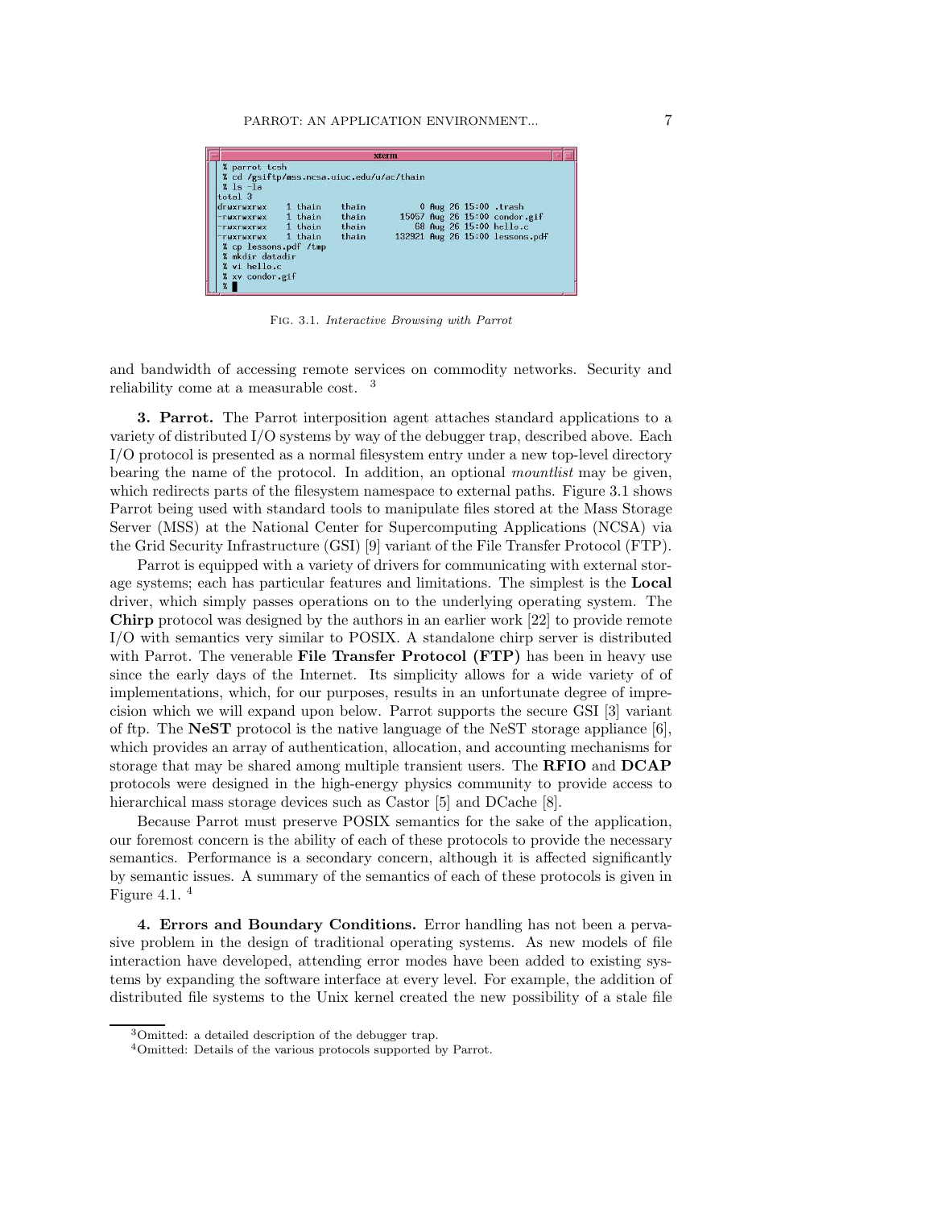```
% parrot tcsh
% cd /gsiftp/mss.ncsa.uiuc.edu/u/ac/thain
% ls -la
total 3
drwxrwxrwx    1 thain    thain           0 Aug 26 15:00 .trash
-rwxrwxrwx    1 thain    thain       15057 Aug 26 15:00 condor.gif
-rwxrwxrwx    1 thain    thain          68 Aug 26 15:00 hello.c
-rwxrwxrwx    1 thain    thain      132921 Aug 26 15:00 lessons.pdf
% cp lessons.pdf /tmp
% mkdir datadir
% vi hello.c
% xv condor.gif
%
```

Fig. 3.1. *Interactive Browsing with Parrot*

and bandwidth of accessing remote services on commodity networks. Security and reliability come at a measurable cost. [3]

**3. Parrot.** The Parrot interposition agent attaches standard applications to a variety of distributed I/O systems by way of the debugger trap, described above. Each I/O protocol is presented as a normal filesystem entry under a new top-level directory bearing the name of the protocol. In addition, an optional *mountlist* may be given, which redirects parts of the filesystem namespace to external paths. Figure 3.1 shows Parrot being used with standard tools to manipulate files stored at the Mass Storage Server (MSS) at the National Center for Supercomputing Applications (NCSA) via the Grid Security Infrastructure (GSI) [9] variant of the File Transfer Protocol (FTP).

Parrot is equipped with a variety of drivers for communicating with external storage systems; each has particular features and limitations. The simplest is the **Local** driver, which simply passes operations on to the underlying operating system. The **Chirp** protocol was designed by the authors in an earlier work [22] to provide remote I/O with semantics very similar to POSIX. A standalone chirp server is distributed with Parrot. The venerable **File Transfer Protocol (FTP)** has been in heavy use since the early days of the Internet. Its simplicity allows for a wide variety of of implementations, which, for our purposes, results in an unfortunate degree of imprecision which we will expand upon below. Parrot supports the secure GSI [3] variant of ftp. The **NeST** protocol is the native language of the NeST storage appliance [6], which provides an array of authentication, allocation, and accounting mechanisms for storage that may be shared among multiple transient users. The **RFIO** and **DCAP** protocols were designed in the high-energy physics community to provide access to hierarchical mass storage devices such as Castor [5] and DCache [8].

Because Parrot must preserve POSIX semantics for the sake of the application, our foremost concern is the ability of each of these protocols to provide the necessary semantics. Performance is a secondary concern, although it is affected significantly by semantic issues. A summary of the semantics of each of these protocols is given in Figure 4.1. [4]

**4. Errors and Boundary Conditions.** Error handling has not been a pervasive problem in the design of traditional operating systems. As new models of file interaction have developed, attending error modes have been added to existing systems by expanding the software interface at every level. For example, the addition of distributed file systems to the Unix kernel created the new possibility of a stale file

---

[3] Omitted: a detailed description of the debugger trap.

[4] Omitted: Details of the various protocols supported by Parrot.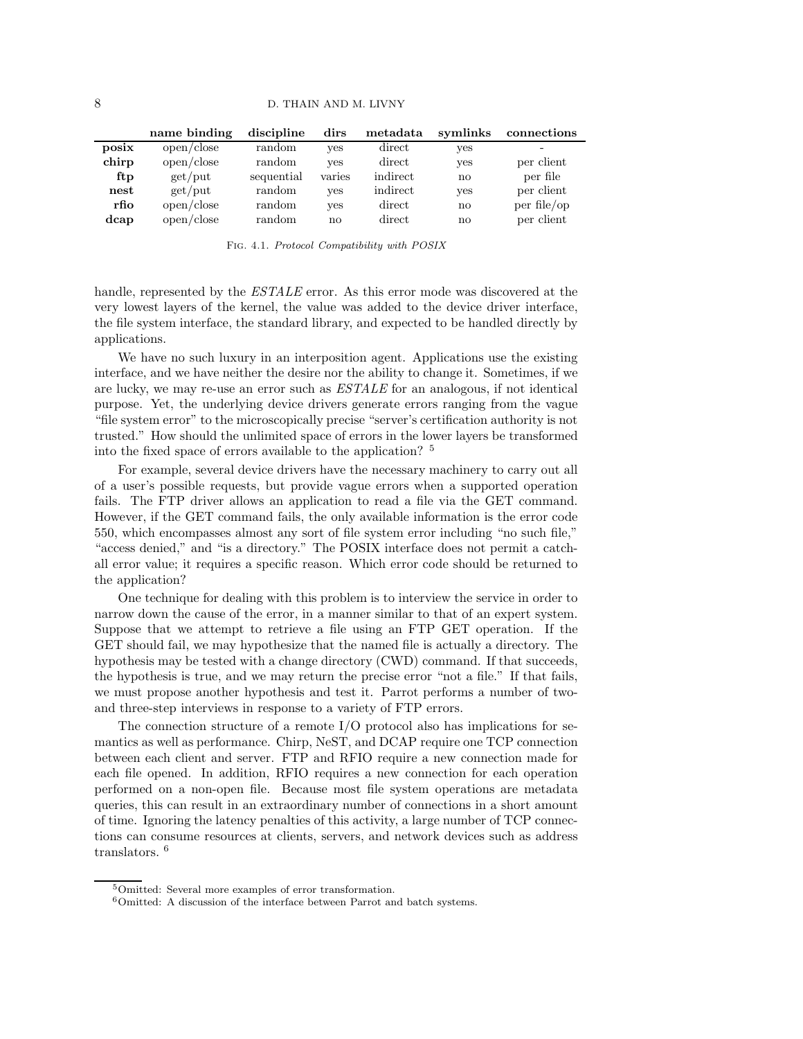| | name binding | discipline | dirs | metadata | symlinks | connections |
|---|---|---|---|---|---|---|
| **posix** | open/close | random | yes | direct | yes | - |
| **chirp** | open/close | random | yes | direct | yes | per client |
| **ftp** | get/put | sequential | varies | indirect | no | per file |
| **nest** | get/put | random | yes | indirect | yes | per client |
| **rfio** | open/close | random | yes | direct | no | per file/op |
| **dcap** | open/close | random | no | direct | no | per client |

Fig. 4.1. *Protocol Compatibility with POSIX*

handle, represented by the *ESTALE* error. As this error mode was discovered at the very lowest layers of the kernel, the value was added to the device driver interface, the file system interface, the standard library, and expected to be handled directly by applications.

We have no such luxury in an interposition agent. Applications use the existing interface, and we have neither the desire nor the ability to change it. Sometimes, if we are lucky, we may re-use an error such as *ESTALE* for an analogous, if not identical purpose. Yet, the underlying device drivers generate errors ranging from the vague "file system error" to the microscopically precise "server's certification authority is not trusted." How should the unlimited space of errors in the lower layers be transformed into the fixed space of errors available to the application? [5]

For example, several device drivers have the necessary machinery to carry out all of a user's possible requests, but provide vague errors when a supported operation fails. The FTP driver allows an application to read a file via the GET command. However, if the GET command fails, the only available information is the error code 550, which encompasses almost any sort of file system error including "no such file," "access denied," and "is a directory." The POSIX interface does not permit a catch-all error value; it requires a specific reason. Which error code should be returned to the application?

One technique for dealing with this problem is to interview the service in order to narrow down the cause of the error, in a manner similar to that of an expert system. Suppose that we attempt to retrieve a file using an FTP GET operation. If the GET should fail, we may hypothesize that the named file is actually a directory. The hypothesis may be tested with a change directory (CWD) command. If that succeeds, the hypothesis is true, and we may return the precise error "not a file." If that fails, we must propose another hypothesis and test it. Parrot performs a number of two- and three-step interviews in response to a variety of FTP errors.

The connection structure of a remote I/O protocol also has implications for semantics as well as performance. Chirp, NeST, and DCAP require one TCP connection between each client and server. FTP and RFIO require a new connection made for each file opened. In addition, RFIO requires a new connection for each operation performed on a non-open file. Because most file system operations are metadata queries, this can result in an extraordinary number of connections in a short amount of time. Ignoring the latency penalties of this activity, a large number of TCP connections can consume resources at clients, servers, and network devices such as address translators. [6]

---

[5] Omitted: Several more examples of error transformation.

[6] Omitted: A discussion of the interface between Parrot and batch systems.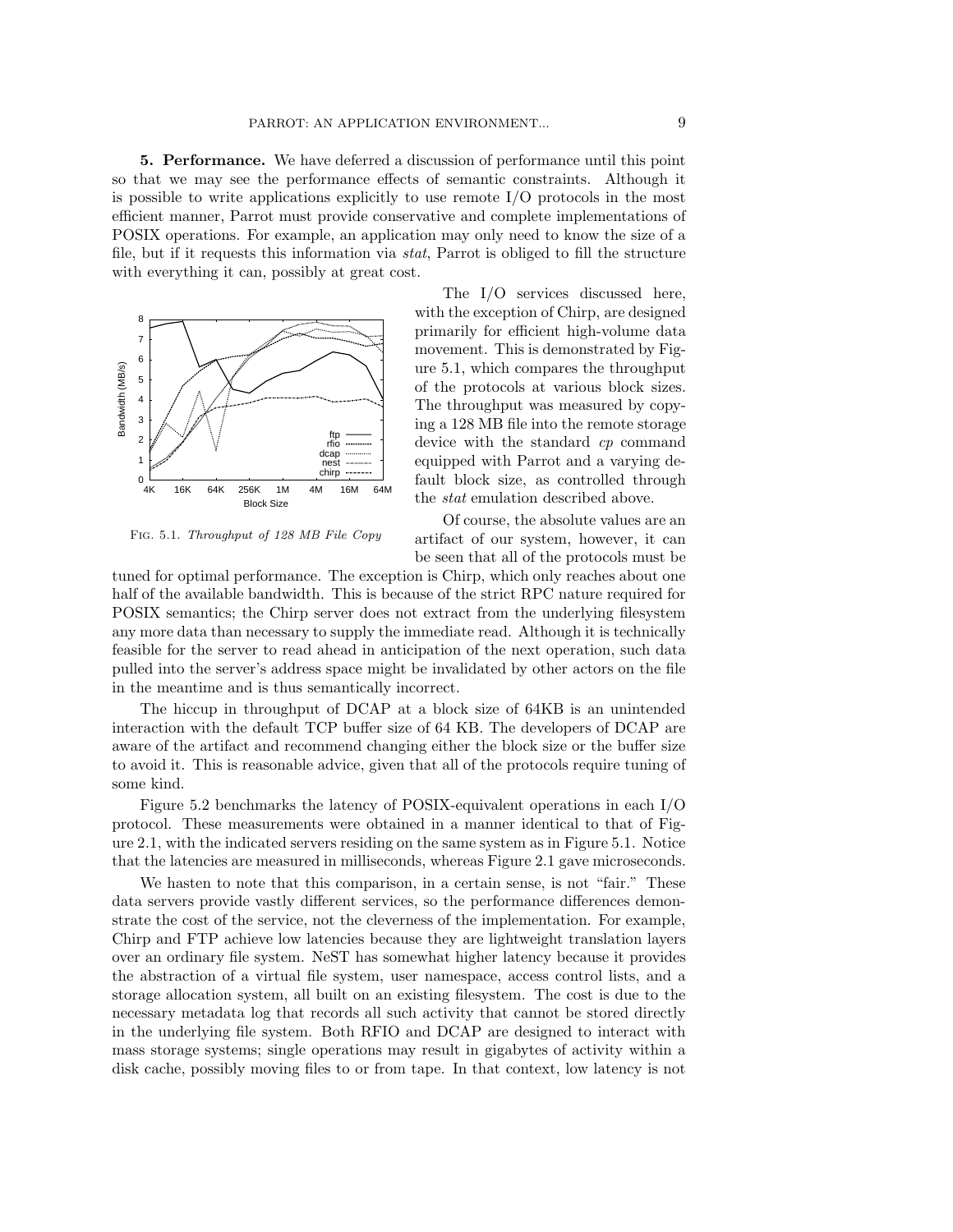**5. Performance.** We have deferred a discussion of performance until this point so that we may see the performance effects of semantic constraints. Although it is possible to write applications explicitly to use remote I/O protocols in the most efficient manner, Parrot must provide conservative and complete implementations of POSIX operations. For example, an application may only need to know the size of a file, but if it requests this information via *stat*, Parrot is obliged to fill the structure with everything it can, possibly at great cost.

Fig. 5.1. *Throughput of 128 MB File Copy*

The I/O services discussed here, with the exception of Chirp, are designed primarily for efficient high-volume data movement. This is demonstrated by Figure 5.1, which compares the throughput of the protocols at various block sizes. The throughput was measured by copying a 128 MB file into the remote storage device with the standard *cp* command equipped with Parrot and a varying default block size, as controlled through the *stat* emulation described above.

Of course, the absolute values are an artifact of our system, however, it can be seen that all of the protocols must be tuned for optimal performance. The exception is Chirp, which only reaches about one half of the available bandwidth. This is because of the strict RPC nature required for POSIX semantics; the Chirp server does not extract from the underlying filesystem any more data than necessary to supply the immediate read. Although it is technically feasible for the server to read ahead in anticipation of the next operation, such data pulled into the server's address space might be invalidated by other actors on the file in the meantime and is thus semantically incorrect.

The hiccup in throughput of DCAP at a block size of 64KB is an unintended interaction with the default TCP buffer size of 64 KB. The developers of DCAP are aware of the artifact and recommend changing either the block size or the buffer size to avoid it. This is reasonable advice, given that all of the protocols require tuning of some kind.

Figure 5.2 benchmarks the latency of POSIX-equivalent operations in each I/O protocol. These measurements were obtained in a manner identical to that of Figure 2.1, with the indicated servers residing on the same system as in Figure 5.1. Notice that the latencies are measured in milliseconds, whereas Figure 2.1 gave microseconds.

We hasten to note that this comparison, in a certain sense, is not "fair." These data servers provide vastly different services, so the performance differences demonstrate the cost of the service, not the cleverness of the implementation. For example, Chirp and FTP achieve low latencies because they are lightweight translation layers over an ordinary file system. NeST has somewhat higher latency because it provides the abstraction of a virtual file system, user namespace, access control lists, and a storage allocation system, all built on an existing filesystem. The cost is due to the necessary metadata log that records all such activity that cannot be stored directly in the underlying file system. Both RFIO and DCAP are designed to interact with mass storage systems; single operations may result in gigabytes of activity within a disk cache, possibly moving files to or from tape. In that context, low latency is not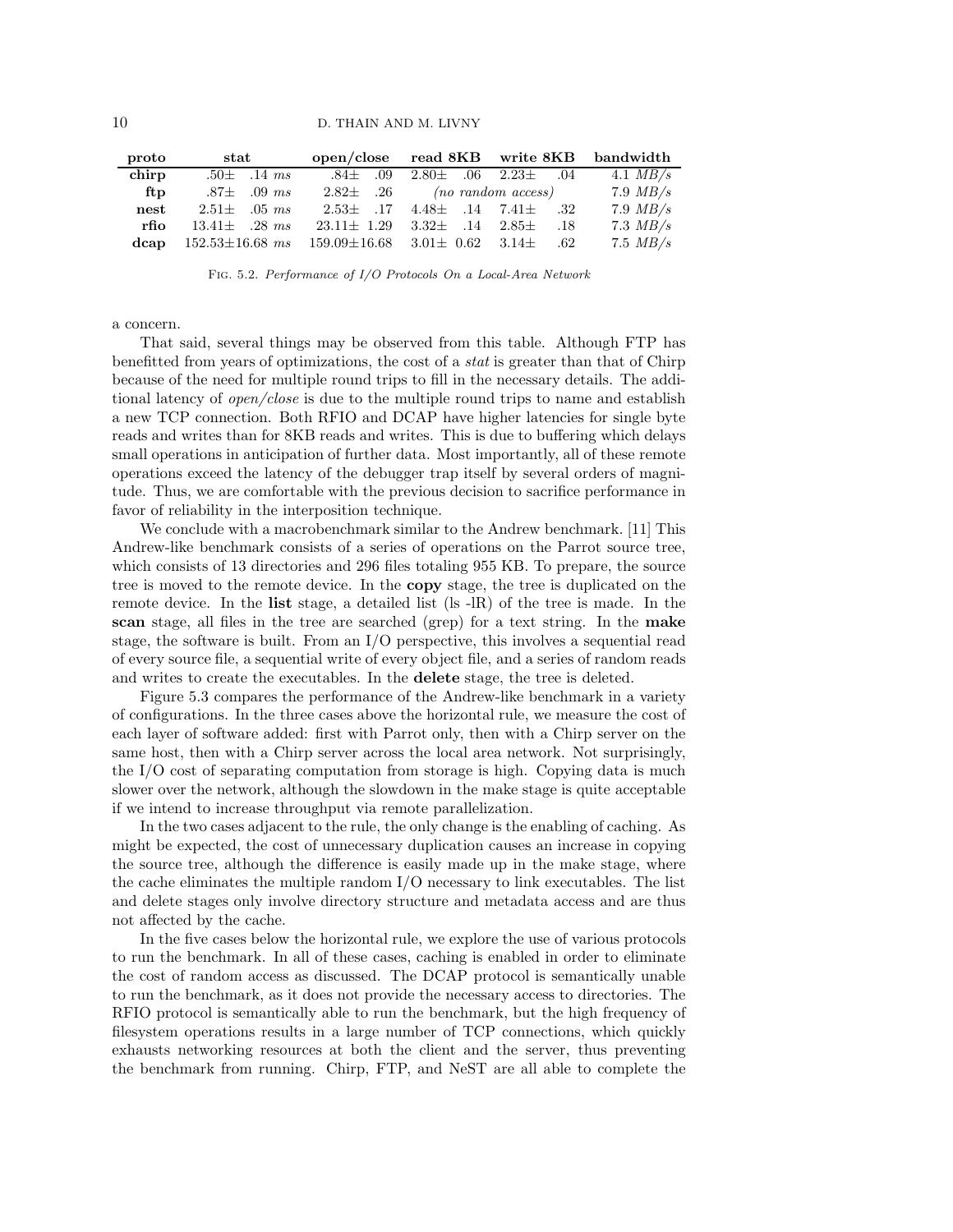| proto | stat | open/close | read 8KB | write 8KB | bandwidth |
|---|---|---|---|---|---|
| **chirp** | .50± .14 *ms* | .84± .09 | 2.80± .06 | 2.23± .04 | 4.1 *MB/s* |
| **ftp** | .87± .09 *ms* | 2.82± .26 | *(no random access)* | | 7.9 *MB/s* |
| **nest** | 2.51± .05 *ms* | 2.53± .17 | 4.48± .14 | 7.41± .32 | 7.9 *MB/s* |
| **rfio** | 13.41± .28 *ms* | 23.11± 1.29 | 3.32± .14 | 2.85± .18 | 7.3 *MB/s* |
| **dcap** | 152.53±16.68 *ms* | 159.09±16.68 | 3.01± 0.62 | 3.14± .62 | 7.5 *MB/s* |

Fig. 5.2. *Performance of I/O Protocols On a Local-Area Network*

a concern.

That said, several things may be observed from this table. Although FTP has benefitted from years of optimizations, the cost of a *stat* is greater than that of Chirp because of the need for multiple round trips to fill in the necessary details. The additional latency of *open/close* is due to the multiple round trips to name and establish a new TCP connection. Both RFIO and DCAP have higher latencies for single byte reads and writes than for 8KB reads and writes. This is due to buffering which delays small operations in anticipation of further data. Most importantly, all of these remote operations exceed the latency of the debugger trap itself by several orders of magnitude. Thus, we are comfortable with the previous decision to sacrifice performance in favor of reliability in the interposition technique.

We conclude with a macrobenchmark similar to the Andrew benchmark. [11] This Andrew-like benchmark consists of a series of operations on the Parrot source tree, which consists of 13 directories and 296 files totaling 955 KB. To prepare, the source tree is moved to the remote device. In the **copy** stage, the tree is duplicated on the remote device. In the **list** stage, a detailed list (ls -lR) of the tree is made. In the **scan** stage, all files in the tree are searched (grep) for a text string. In the **make** stage, the software is built. From an I/O perspective, this involves a sequential read of every source file, a sequential write of every object file, and a series of random reads and writes to create the executables. In the **delete** stage, the tree is deleted.

Figure 5.3 compares the performance of the Andrew-like benchmark in a variety of configurations. In the three cases above the horizontal rule, we measure the cost of each layer of software added: first with Parrot only, then with a Chirp server on the same host, then with a Chirp server across the local area network. Not surprisingly, the I/O cost of separating computation from storage is high. Copying data is much slower over the network, although the slowdown in the make stage is quite acceptable if we intend to increase throughput via remote parallelization.

In the two cases adjacent to the rule, the only change is the enabling of caching. As might be expected, the cost of unnecessary duplication causes an increase in copying the source tree, although the difference is easily made up in the make stage, where the cache eliminates the multiple random I/O necessary to link executables. The list and delete stages only involve directory structure and metadata access and are thus not affected by the cache.

In the five cases below the horizontal rule, we explore the use of various protocols to run the benchmark. In all of these cases, caching is enabled in order to eliminate the cost of random access as discussed. The DCAP protocol is semantically unable to run the benchmark, as it does not provide the necessary access to directories. The RFIO protocol is semantically able to run the benchmark, but the high frequency of filesystem operations results in a large number of TCP connections, which quickly exhausts networking resources at both the client and the server, thus preventing the benchmark from running. Chirp, FTP, and NeST are all able to complete the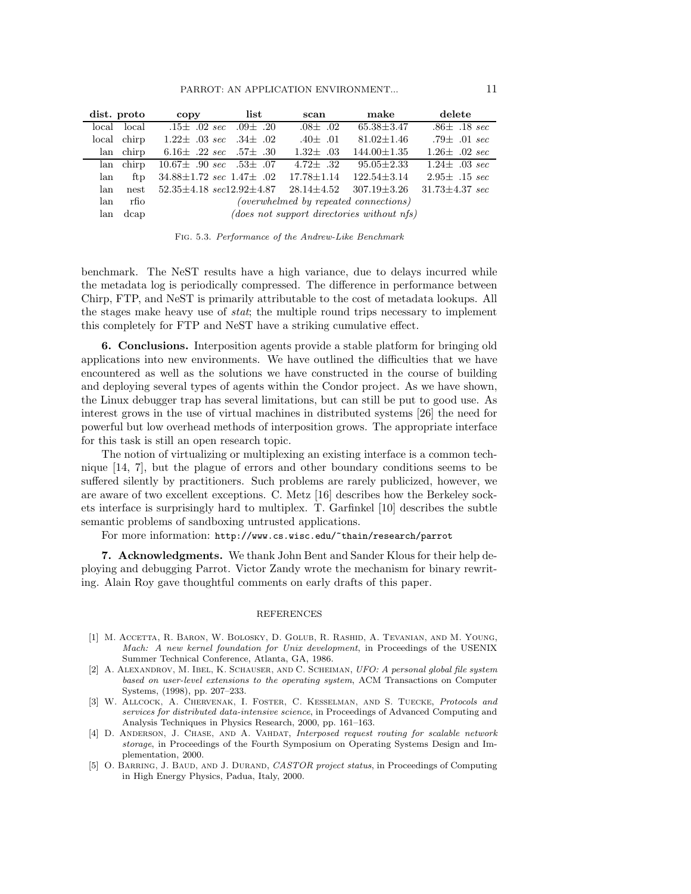| dist. | proto | copy | list | scan | make | delete |
|---|---|---|---|---|---|---|
| local | local | .15± .02 *sec* | .09± .20 | .08± .02 | 65.38±3.47 | .86± .18 *sec* |
| local | chirp | 1.22± .03 *sec* | .34± .02 | .40± .01 | 81.02±1.46 | .79± .01 *sec* |
| lan | chirp | 6.16± .22 *sec* | .57± .30 | 1.32± .03 | 144.00±1.35 | 1.26± .02 *sec* |
| lan | chirp | 10.67± .90 *sec* | .53± .07 | 4.72± .32 | 95.05±2.33 | 1.24± .03 *sec* |
| lan | ftp | 34.88±1.72 *sec* | 1.47± .02 | 17.78±1.14 | 122.54±3.14 | 2.95± .15 *sec* |
| lan | nest | 52.35±4.18 *sec* | 12.92±4.87 | 28.14±4.52 | 307.19±3.26 | 31.73±4.37 *sec* |
| lan | rfio | *(overwhelmed by repeated connections)* | | | | |
| lan | dcap | *(does not support directories without nfs)* | | | | |

Fig. 5.3. *Performance of the Andrew-Like Benchmark*

benchmark. The NeST results have a high variance, due to delays incurred while the metadata log is periodically compressed. The difference in performance between Chirp, FTP, and NeST is primarily attributable to the cost of metadata lookups. All the stages make heavy use of *stat*; the multiple round trips necessary to implement this completely for FTP and NeST have a striking cumulative effect.

**6. Conclusions.** Interposition agents provide a stable platform for bringing old applications into new environments. We have outlined the difficulties that we have encountered as well as the solutions we have constructed in the course of building and deploying several types of agents within the Condor project. As we have shown, the Linux debugger trap has several limitations, but can still be put to good use. As interest grows in the use of virtual machines in distributed systems [26] the need for powerful but low overhead methods of interposition grows. The appropriate interface for this task is still an open research topic.

The notion of virtualizing or multiplexing an existing interface is a common technique [14, 7], but the plague of errors and other boundary conditions seems to be suffered silently by practitioners. Such problems are rarely publicized, however, we are aware of two excellent exceptions. C. Metz [16] describes how the Berkeley sockets interface is surprisingly hard to multiplex. T. Garfinkel [10] describes the subtle semantic problems of sandboxing untrusted applications.

For more information: `http://www.cs.wisc.edu/~thain/research/parrot`

**7. Acknowledgments.** We thank John Bent and Sander Klous for their help deploying and debugging Parrot. Victor Zandy wrote the mechanism for binary rewriting. Alain Roy gave thoughtful comments on early drafts of this paper.

## REFERENCES

[1] M. Accetta, R. Baron, W. Bolosky, D. Golub, R. Rashid, A. Tevanian, and M. Young, *Mach: A new kernel foundation for Unix development*, in Proceedings of the USENIX Summer Technical Conference, Atlanta, GA, 1986.

[2] A. Alexandrov, M. Ibel, K. Schauser, and C. Scheiman, *UFO: A personal global file system based on user-level extensions to the operating system*, ACM Transactions on Computer Systems, (1998), pp. 207–233.

[3] W. Allcock, A. Chervenak, I. Foster, C. Kesselman, and S. Tuecke, *Protocols and services for distributed data-intensive science*, in Proceedings of Advanced Computing and Analysis Techniques in Physics Research, 2000, pp. 161–163.

[4] D. Anderson, J. Chase, and A. Vahdat, *Interposed request routing for scalable network storage*, in Proceedings of the Fourth Symposium on Operating Systems Design and Implementation, 2000.

[5] O. Barring, J. Baud, and J. Durand, *CASTOR project status*, in Proceedings of Computing in High Energy Physics, Padua, Italy, 2000.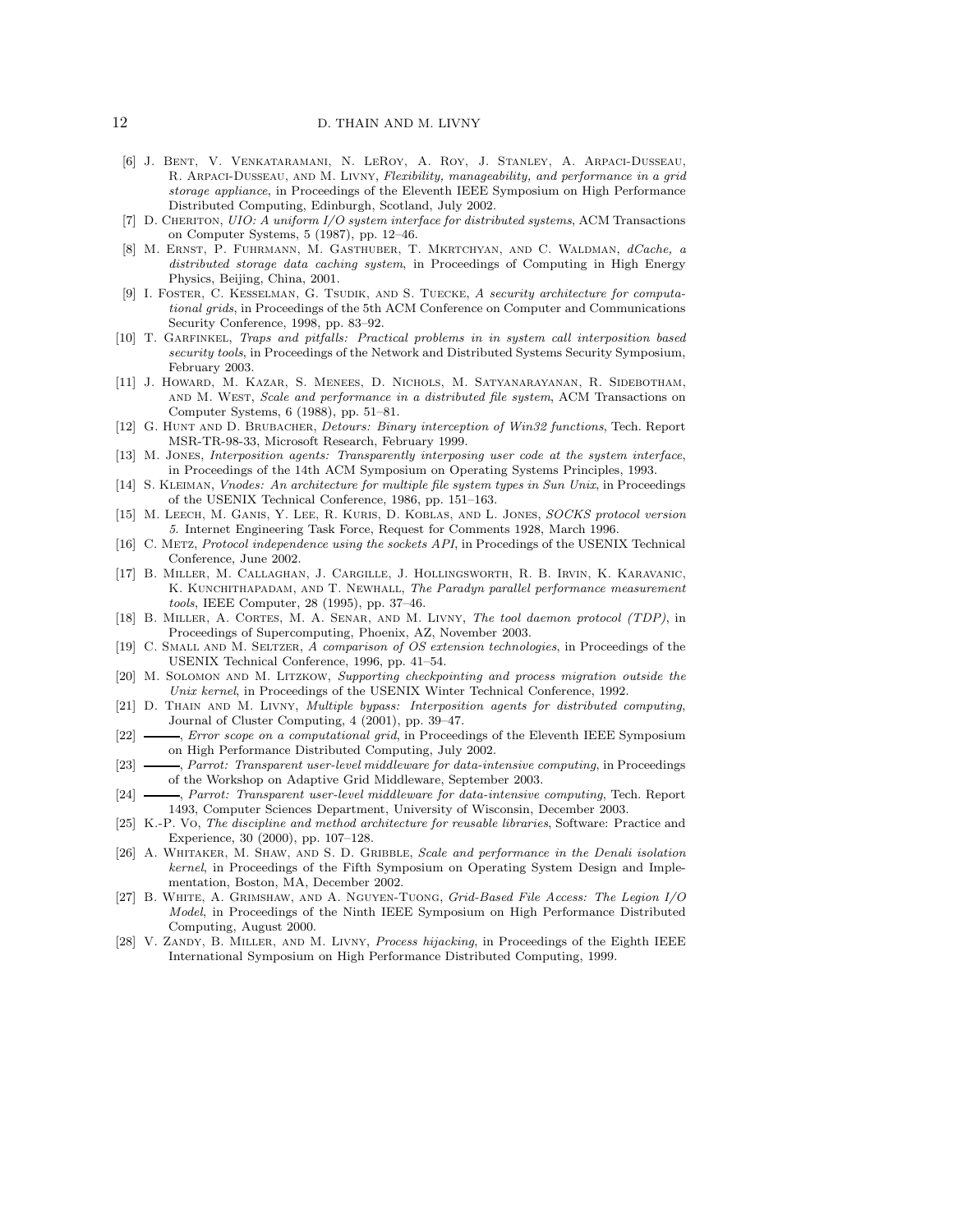[6] J. Bent, V. Venkataramani, N. LeRoy, A. Roy, J. Stanley, A. Arpaci-Dusseau, R. Arpaci-Dusseau, and M. Livny, *Flexibility, manageability, and performance in a grid storage appliance*, in Proceedings of the Eleventh IEEE Symposium on High Performance Distributed Computing, Edinburgh, Scotland, July 2002.

[7] D. Cheriton, *UIO: A uniform I/O system interface for distributed systems*, ACM Transactions on Computer Systems, 5 (1987), pp. 12–46.

[8] M. Ernst, P. Fuhrmann, M. Gasthuber, T. Mkrtchyan, and C. Waldman, *dCache, a distributed storage data caching system*, in Proceedings of Computing in High Energy Physics, Beijing, China, 2001.

[9] I. Foster, C. Kesselman, G. Tsudik, and S. Tuecke, *A security architecture for computational grids*, in Proceedings of the 5th ACM Conference on Computer and Communications Security Conference, 1998, pp. 83–92.

[10] T. Garfinkel, *Traps and pitfalls: Practical problems in in system call interposition based security tools*, in Proceedings of the Network and Distributed Systems Security Symposium, February 2003.

[11] J. Howard, M. Kazar, S. Menees, D. Nichols, M. Satyanarayanan, R. Sidebotham, and M. West, *Scale and performance in a distributed file system*, ACM Transactions on Computer Systems, 6 (1988), pp. 51–81.

[12] G. Hunt and D. Brubacher, *Detours: Binary interception of Win32 functions*, Tech. Report MSR-TR-98-33, Microsoft Research, February 1999.

[13] M. Jones, *Interposition agents: Transparently interposing user code at the system interface*, in Proceedings of the 14th ACM Symposium on Operating Systems Principles, 1993.

[14] S. Kleiman, *Vnodes: An architecture for multiple file system types in Sun Unix*, in Proceedings of the USENIX Technical Conference, 1986, pp. 151–163.

[15] M. Leech, M. Ganis, Y. Lee, R. Kuris, D. Koblas, and L. Jones, *SOCKS protocol version 5*. Internet Engineering Task Force, Request for Comments 1928, March 1996.

[16] C. Metz, *Protocol independence using the sockets API*, in Procedings of the USENIX Technical Conference, June 2002.

[17] B. Miller, M. Callaghan, J. Cargille, J. Hollingsworth, R. B. Irvin, K. Karavanic, K. Kunchithapadam, and T. Newhall, *The Paradyn parallel performance measurement tools*, IEEE Computer, 28 (1995), pp. 37–46.

[18] B. Miller, A. Cortes, M. A. Senar, and M. Livny, *The tool daemon protocol (TDP)*, in Proceedings of Supercomputing, Phoenix, AZ, November 2003.

[19] C. Small and M. Seltzer, *A comparison of OS extension technologies*, in Proceedings of the USENIX Technical Conference, 1996, pp. 41–54.

[20] M. Solomon and M. Litzkow, *Supporting checkpointing and process migration outside the Unix kernel*, in Proceedings of the USENIX Winter Technical Conference, 1992.

[21] D. Thain and M. Livny, *Multiple bypass: Interposition agents for distributed computing*, Journal of Cluster Computing, 4 (2001), pp. 39–47.

[22] ———, *Error scope on a computational grid*, in Proceedings of the Eleventh IEEE Symposium on High Performance Distributed Computing, July 2002.

[23] ———, *Parrot: Transparent user-level middleware for data-intensive computing*, in Proceedings of the Workshop on Adaptive Grid Middleware, September 2003.

[24] ———, *Parrot: Transparent user-level middleware for data-intensive computing*, Tech. Report 1493, Computer Sciences Department, University of Wisconsin, December 2003.

[25] K.-P. Vo, *The discipline and method architecture for reusable libraries*, Software: Practice and Experience, 30 (2000), pp. 107–128.

[26] A. Whitaker, M. Shaw, and S. D. Gribble, *Scale and performance in the Denali isolation kernel*, in Proceedings of the Fifth Symposium on Operating System Design and Implementation, Boston, MA, December 2002.

[27] B. White, A. Grimshaw, and A. Nguyen-Tuong, *Grid-Based File Access: The Legion I/O Model*, in Proceedings of the Ninth IEEE Symposium on High Performance Distributed Computing, August 2000.

[28] V. Zandy, B. Miller, and M. Livny, *Process hijacking*, in Proceedings of the Eighth IEEE International Symposium on High Performance Distributed Computing, 1999.